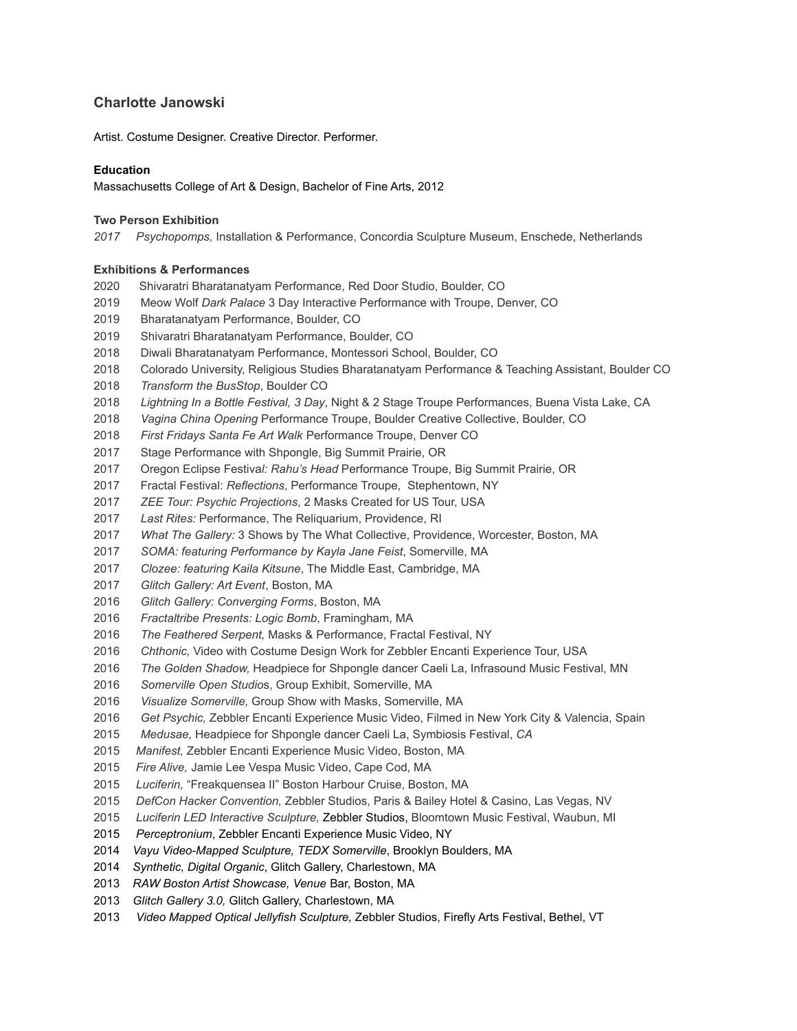## Charlotte Janowski

Artist. Costume Designer. Creative Director. Performer.

**Education**

Massachusetts College of Art & Design, Bachelor of Fine Arts, 2012

**Two Person Exhibition**

*2017 Psychopomps,* Installation & Performance, Concordia Sculpture Museum, Enschede, Netherlands

**Exhibitions & Performances**

2020 Shivaratri Bharatanatyam Performance, Red Door Studio, Boulder, CO
2019 Meow Wolf *Dark Palace* 3 Day Interactive Performance with Troupe, Denver, CO
2019 Bharatanatyam Performance, Boulder, CO
2019 Shivaratri Bharatanatyam Performance, Boulder, CO
2018 Diwali Bharatanatyam Performance, Montessori School, Boulder, CO
2018 Colorado University, Religious Studies Bharatanatyam Performance & Teaching Assistant, Boulder CO
2018 *Transform the BusStop*, Boulder CO
2018 *Lightning In a Bottle Festival, 3 Day*, Night & 2 Stage Troupe Performances, Buena Vista Lake, CA
2018 *Vagina China Opening* Performance Troupe, Boulder Creative Collective, Boulder, CO
2018 *First Fridays Santa Fe Art Walk* Performance Troupe, Denver CO
2017 Stage Performance with Shpongle, Big Summit Prairie, OR
2017 Oregon Eclipse Festiva*l: Rahu's Head* Performance Troupe, Big Summit Prairie, OR
2017 Fractal Festival: *Reflections*, Performance Troupe, Stephentown, NY
2017 *ZEE Tour: Psychic Projections*, 2 Masks Created for US Tour, USA
2017 *Last Rites:* Performance, The Reliquarium, Providence, RI
2017 *What The Gallery:* 3 Shows by The What Collective, Providence, Worcester, Boston, MA
2017 *SOMA: featuring Performance by Kayla Jane Feist*, Somerville, MA
2017 *Clozee: featuring Kaila Kitsune*, The Middle East, Cambridge, MA
2017 *Glitch Gallery: Art Event*, Boston, MA
2016 *Glitch Gallery: Converging Forms*, Boston, MA
2016 *Fractaltribe Presents: Logic Bomb*, Framingham, MA
2016 *The Feathered Serpent,* Masks & Performance, Fractal Festival, NY
2016 *Chthonic,* Video with Costume Design Work for Zebbler Encanti Experience Tour, USA
2016 *The Golden Shadow,* Headpiece for Shpongle dancer Caeli La, Infrasound Music Festival, MN
2016 *Somerville Open Studio*s, Group Exhibit, Somerville, MA
2016 *Visualize Somerville,* Group Show with Masks, Somerville, MA
2016 *Get Psychic,* Zebbler Encanti Experience Music Video, Filmed in New York City & Valencia, Spain
2015 *Medusae,* Headpiece for Shpongle dancer Caeli La, Symbiosis Festival, *CA*
2015 *Manifest,* Zebbler Encanti Experience Music Video, Boston, MA
2015 *Fire Alive,* Jamie Lee Vespa Music Video, Cape Cod, MA
2015 *Luciferin,* "Freakquensea II" Boston Harbour Cruise, Boston, MA
2015 *DefCon Hacker Convention,* Zebbler Studios, Paris & Bailey Hotel & Casino, Las Vegas, NV
2015 *Luciferin LED Interactive Sculpture,* Zebbler Studios, Bloomtown Music Festival, Waubun, MI
2015 *Perceptronium*, Zebbler Encanti Experience Music Video, NY
2014 *Vayu Video-Mapped Sculpture, TEDX Somerville*, Brooklyn Boulders, MA
2014 *Synthetic, Digital Organic*, Glitch Gallery, Charlestown, MA
2013 *RAW Boston Artist Showcase, Venue* Bar, Boston, MA
2013 *Glitch Gallery 3.0,* Glitch Gallery, Charlestown, MA
2013 *Video Mapped Optical Jellyfish Sculpture,* Zebbler Studios, Firefly Arts Festival, Bethel, VT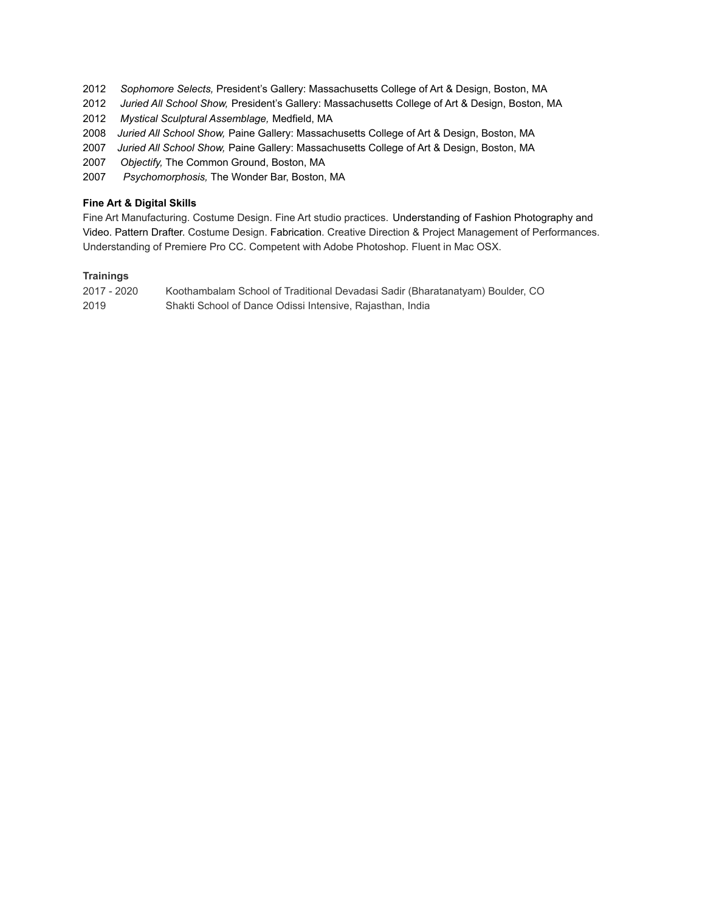2012 *Sophomore Selects,* President's Gallery: Massachusetts College of Art & Design, Boston, MA
2012 *Juried All School Show,* President's Gallery: Massachusetts College of Art & Design, Boston, MA
2012 *Mystical Sculptural Assemblage,* Medfield, MA
2008 *Juried All School Show,* Paine Gallery: Massachusetts College of Art & Design, Boston, MA
2007 *Juried All School Show,* Paine Gallery: Massachusetts College of Art & Design, Boston, MA
2007 *Objectify,* The Common Ground, Boston, MA
2007 *Psychomorphosis,* The Wonder Bar, Boston, MA

**Fine Art & Digital Skills**

Fine Art Manufacturing. Costume Design. Fine Art studio practices. Understanding of Fashion Photography and Video. Pattern Drafter. Costume Design. Fabrication. Creative Direction & Project Management of Performances. Understanding of Premiere Pro CC. Competent with Adobe Photoshop. Fluent in Mac OSX.

**Trainings**

2017 - 2020 Koothambalam School of Traditional Devadasi Sadir (Bharatanatyam) Boulder, CO
2019 Shakti School of Dance Odissi Intensive, Rajasthan, India